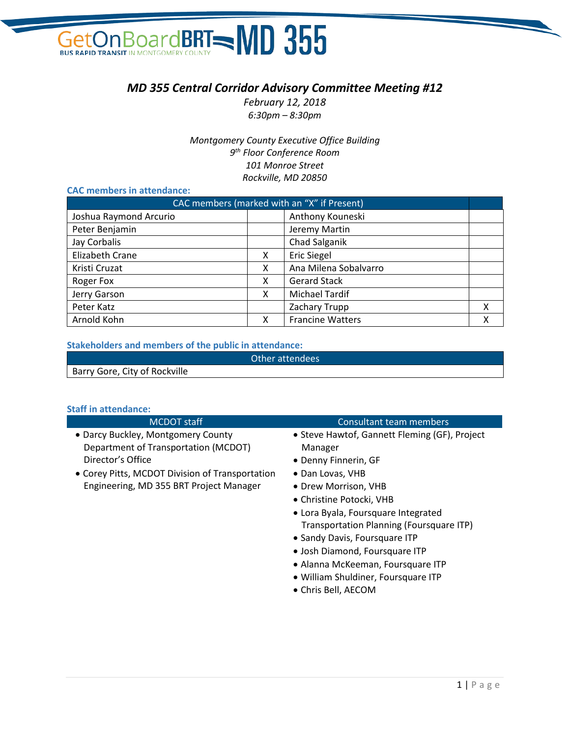# MD 355 Central Corridor Advisory Committee Meeting #12

*February 12, 2018*
*6:30pm – 8:30pm*

*Montgomery County Executive Office Building*
*9th Floor Conference Room*
*101 Monroe Street*
*Rockville, MD 20850*

### CAC members in attendance:

| CAC members (marked with an "X" if Present) | | | |
|---|---|---|---|
| Joshua Raymond Arcurio | | Anthony Kouneski | |
| Peter Benjamin | | Jeremy Martin | |
| Jay Corbalis | | Chad Salganik | |
| Elizabeth Crane | X | Eric Siegel | |
| Kristi Cruzat | X | Ana Milena Sobalvarro | |
| Roger Fox | X | Gerard Stack | |
| Jerry Garson | X | Michael Tardif | |
| Peter Katz | | Zachary Trupp | X |
| Arnold Kohn | X | Francine Watters | X |

### Stakeholders and members of the public in attendance:

| Other attendees |
|---|
| Barry Gore, City of Rockville |

### Staff in attendance:

**MCDOT staff**

- Darcy Buckley, Montgomery County Department of Transportation (MCDOT) Director's Office
- Corey Pitts, MCDOT Division of Transportation Engineering, MD 355 BRT Project Manager

**Consultant team members**

- Steve Hawtof, Gannett Fleming (GF), Project Manager
- Denny Finnerin, GF
- Dan Lovas, VHB
- Drew Morrison, VHB
- Christine Potocki, VHB
- Lora Byala, Foursquare Integrated Transportation Planning (Foursquare ITP)
- Sandy Davis, Foursquare ITP
- Josh Diamond, Foursquare ITP
- Alanna McKeeman, Foursquare ITP
- William Shuldiner, Foursquare ITP
- Chris Bell, AECOM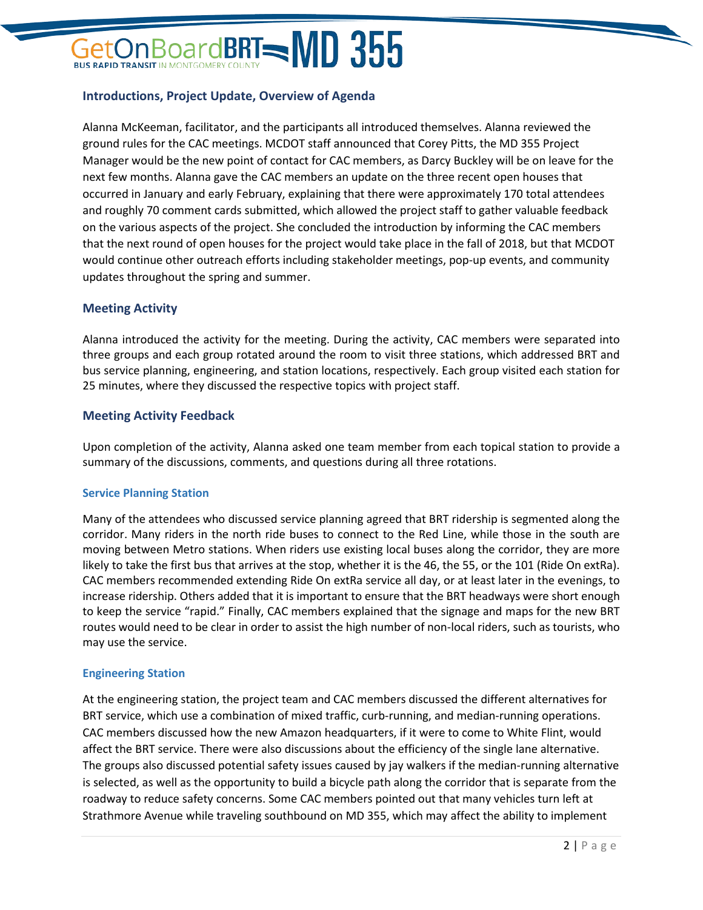## Introductions, Project Update, Overview of Agenda

Alanna McKeeman, facilitator, and the participants all introduced themselves. Alanna reviewed the ground rules for the CAC meetings. MCDOT staff announced that Corey Pitts, the MD 355 Project Manager would be the new point of contact for CAC members, as Darcy Buckley will be on leave for the next few months. Alanna gave the CAC members an update on the three recent open houses that occurred in January and early February, explaining that there were approximately 170 total attendees and roughly 70 comment cards submitted, which allowed the project staff to gather valuable feedback on the various aspects of the project. She concluded the introduction by informing the CAC members that the next round of open houses for the project would take place in the fall of 2018, but that MCDOT would continue other outreach efforts including stakeholder meetings, pop-up events, and community updates throughout the spring and summer.

## Meeting Activity

Alanna introduced the activity for the meeting. During the activity, CAC members were separated into three groups and each group rotated around the room to visit three stations, which addressed BRT and bus service planning, engineering, and station locations, respectively. Each group visited each station for 25 minutes, where they discussed the respective topics with project staff.

## Meeting Activity Feedback

Upon completion of the activity, Alanna asked one team member from each topical station to provide a summary of the discussions, comments, and questions during all three rotations.

### Service Planning Station

Many of the attendees who discussed service planning agreed that BRT ridership is segmented along the corridor. Many riders in the north ride buses to connect to the Red Line, while those in the south are moving between Metro stations. When riders use existing local buses along the corridor, they are more likely to take the first bus that arrives at the stop, whether it is the 46, the 55, or the 101 (Ride On extRa). CAC members recommended extending Ride On extRa service all day, or at least later in the evenings, to increase ridership. Others added that it is important to ensure that the BRT headways were short enough to keep the service "rapid." Finally, CAC members explained that the signage and maps for the new BRT routes would need to be clear in order to assist the high number of non-local riders, such as tourists, who may use the service.

### Engineering Station

At the engineering station, the project team and CAC members discussed the different alternatives for BRT service, which use a combination of mixed traffic, curb-running, and median-running operations. CAC members discussed how the new Amazon headquarters, if it were to come to White Flint, would affect the BRT service. There were also discussions about the efficiency of the single lane alternative. The groups also discussed potential safety issues caused by jay walkers if the median-running alternative is selected, as well as the opportunity to build a bicycle path along the corridor that is separate from the roadway to reduce safety concerns. Some CAC members pointed out that many vehicles turn left at Strathmore Avenue while traveling southbound on MD 355, which may affect the ability to implement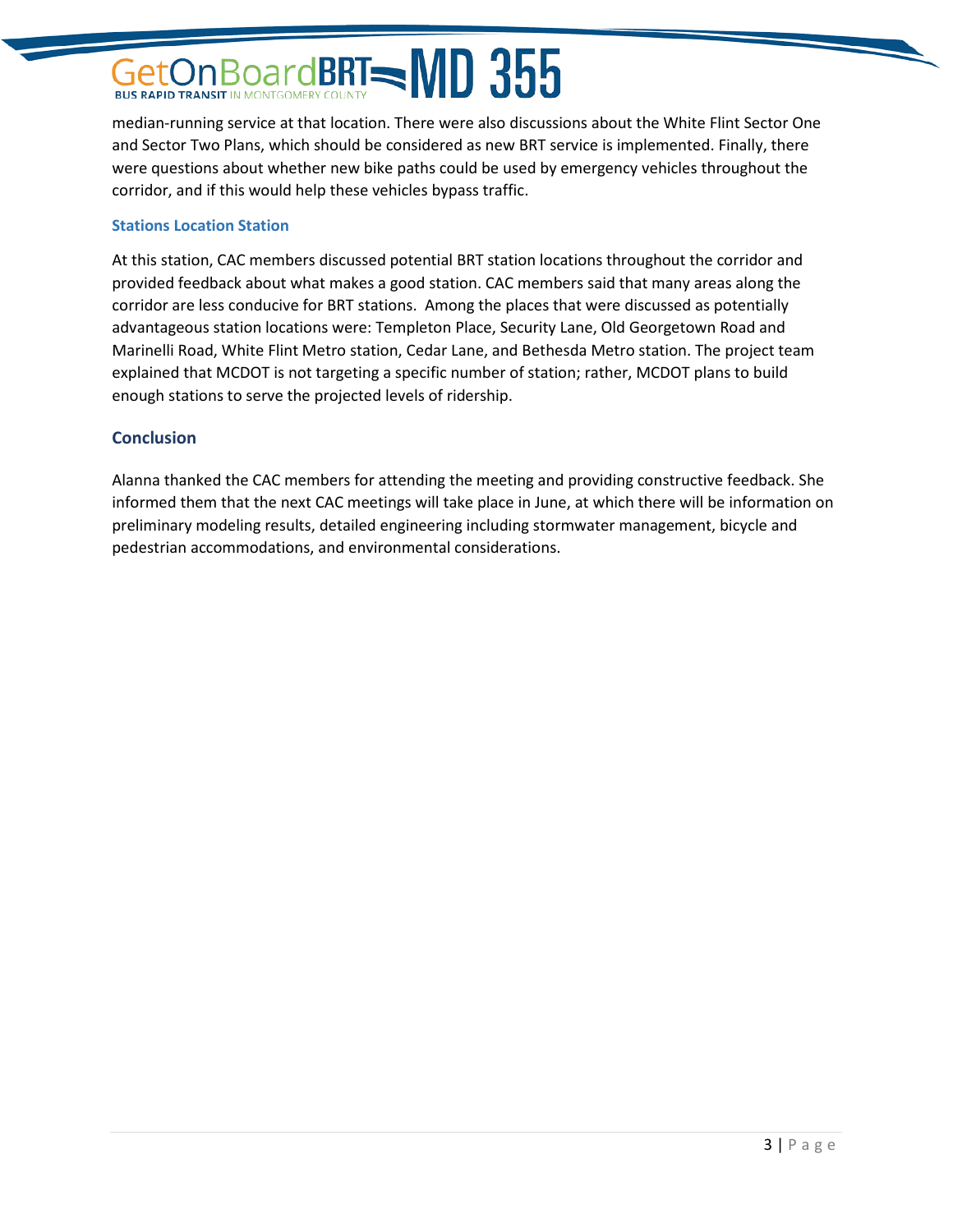median-running service at that location. There were also discussions about the White Flint Sector One and Sector Two Plans, which should be considered as new BRT service is implemented. Finally, there were questions about whether new bike paths could be used by emergency vehicles throughout the corridor, and if this would help these vehicles bypass traffic.

### Stations Location Station

At this station, CAC members discussed potential BRT station locations throughout the corridor and provided feedback about what makes a good station. CAC members said that many areas along the corridor are less conducive for BRT stations. Among the places that were discussed as potentially advantageous station locations were: Templeton Place, Security Lane, Old Georgetown Road and Marinelli Road, White Flint Metro station, Cedar Lane, and Bethesda Metro station. The project team explained that MCDOT is not targeting a specific number of station; rather, MCDOT plans to build enough stations to serve the projected levels of ridership.

## Conclusion

Alanna thanked the CAC members for attending the meeting and providing constructive feedback. She informed them that the next CAC meetings will take place in June, at which there will be information on preliminary modeling results, detailed engineering including stormwater management, bicycle and pedestrian accommodations, and environmental considerations.